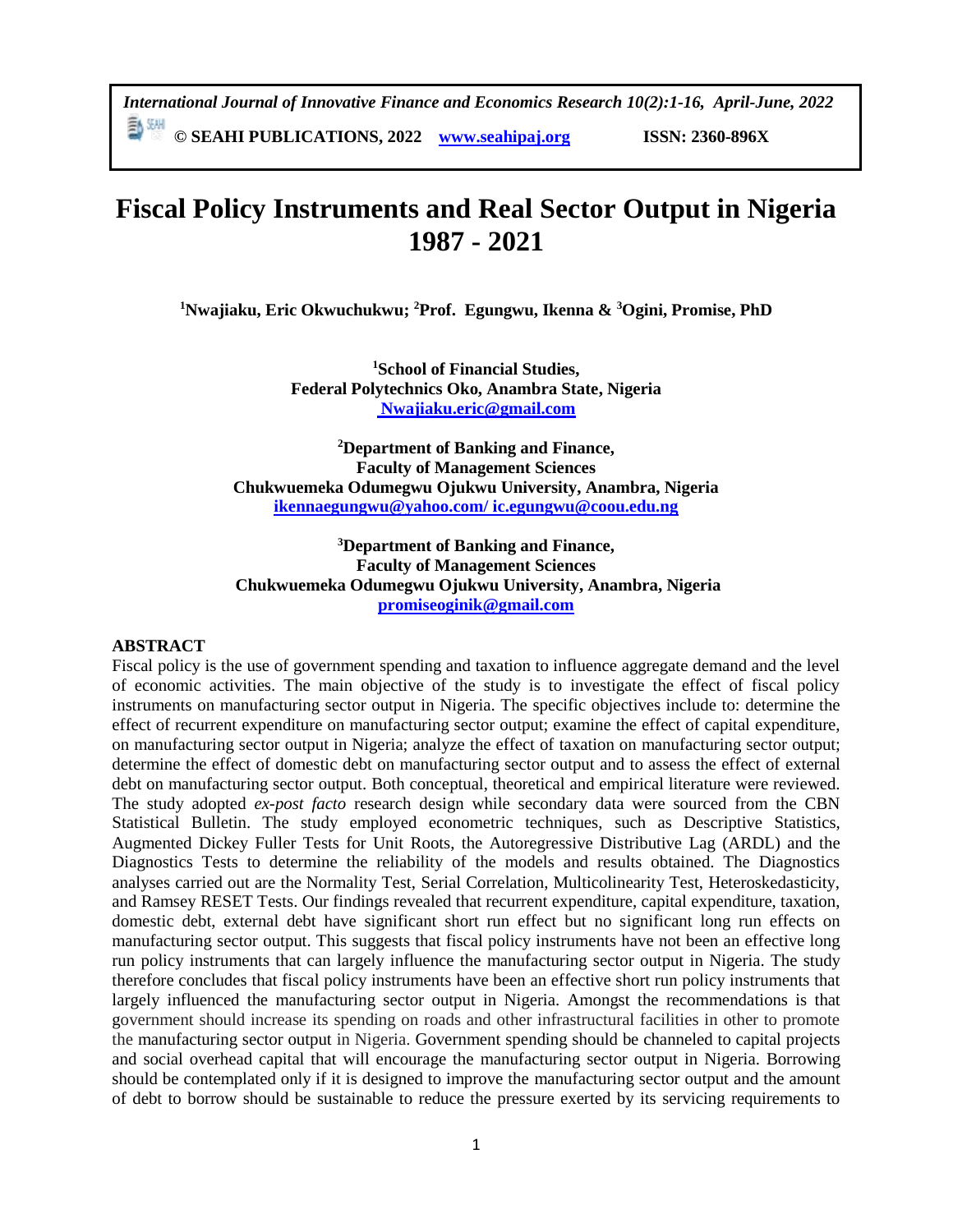# Fiscal Policy Instruments and Real Sector Output in Nigeria 1987 - 2021

**[1]Nwajiaku, Eric Okwuchukwu; [2]Prof. Egungwu, Ikenna & [3]Ogini, Promise, PhD**

**[1]School of Financial Studies,**
**Federal Polytechnics Oko, Anambra State, Nigeria**
**Nwajiaku.eric@gmail.com**

**[2]Department of Banking and Finance,**
**Faculty of Management Sciences**
**Chukwuemeka Odumegwu Ojukwu University, Anambra, Nigeria**
**ikennaegungwu@yahoo.com/ ic.egungwu@coou.edu.ng**

**[3]Department of Banking and Finance,**
**Faculty of Management Sciences**
**Chukwuemeka Odumegwu Ojukwu University, Anambra, Nigeria**
**promiseoginik@gmail.com**

## ABSTRACT

Fiscal policy is the use of government spending and taxation to influence aggregate demand and the level of economic activities. The main objective of the study is to investigate the effect of fiscal policy instruments on manufacturing sector output in Nigeria. The specific objectives include to: determine the effect of recurrent expenditure on manufacturing sector output; examine the effect of capital expenditure, on manufacturing sector output in Nigeria; analyze the effect of taxation on manufacturing sector output; determine the effect of domestic debt on manufacturing sector output and to assess the effect of external debt on manufacturing sector output. Both conceptual, theoretical and empirical literature were reviewed. The study adopted *ex-post facto* research design while secondary data were sourced from the CBN Statistical Bulletin. The study employed econometric techniques, such as Descriptive Statistics, Augmented Dickey Fuller Tests for Unit Roots, the Autoregressive Distributive Lag (ARDL) and the Diagnostics Tests to determine the reliability of the models and results obtained. The Diagnostics analyses carried out are the Normality Test, Serial Correlation, Multicolinearity Test, Heteroskedasticity, and Ramsey RESET Tests. Our findings revealed that recurrent expenditure, capital expenditure, taxation, domestic debt, external debt have significant short run effect but no significant long run effects on manufacturing sector output. This suggests that fiscal policy instruments have not been an effective long run policy instruments that can largely influence the manufacturing sector output in Nigeria. The study therefore concludes that fiscal policy instruments have been an effective short run policy instruments that largely influenced the manufacturing sector output in Nigeria. Amongst the recommendations is that government should increase its spending on roads and other infrastructural facilities in other to promote the manufacturing sector output in Nigeria. Government spending should be channeled to capital projects and social overhead capital that will encourage the manufacturing sector output in Nigeria. Borrowing should be contemplated only if it is designed to improve the manufacturing sector output and the amount of debt to borrow should be sustainable to reduce the pressure exerted by its servicing requirements to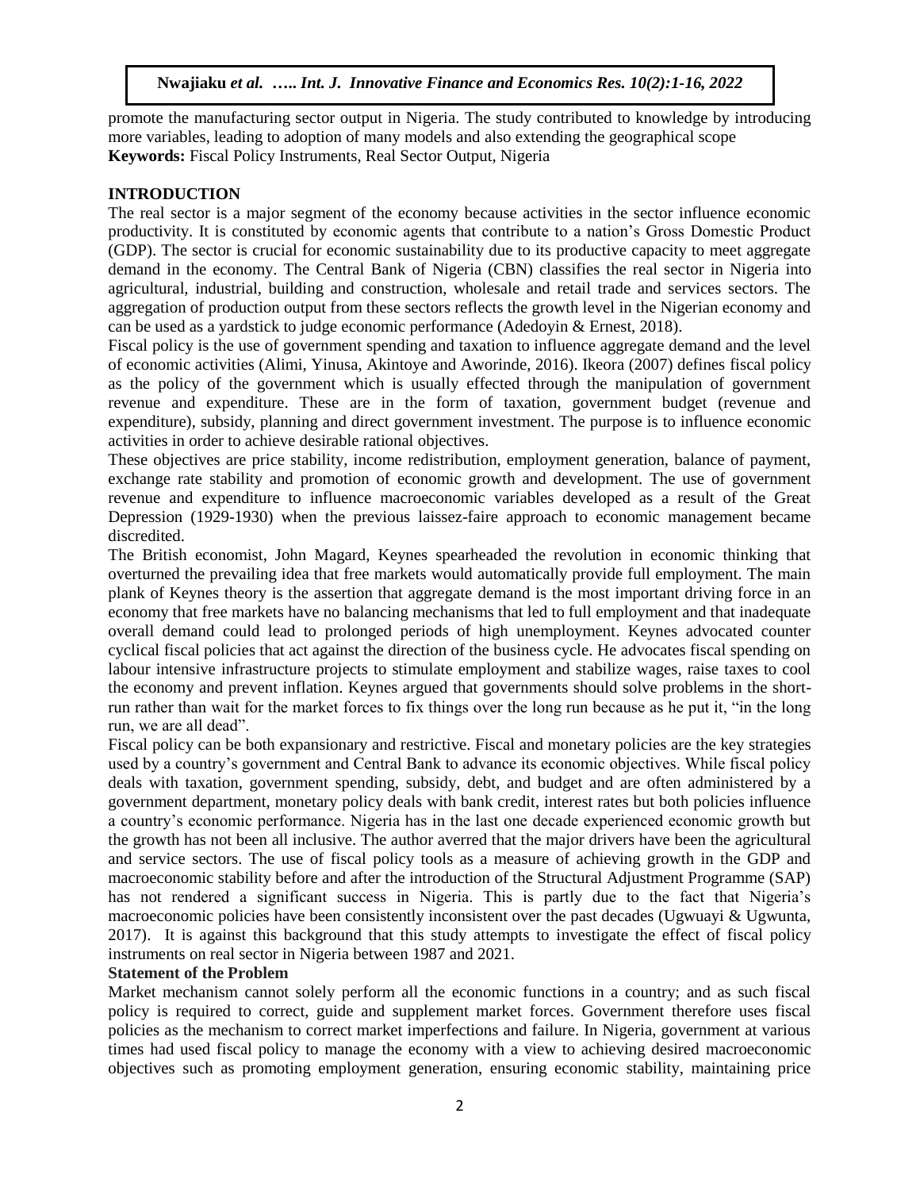promote the manufacturing sector output in Nigeria. The study contributed to knowledge by introducing more variables, leading to adoption of many models and also extending the geographical scope

**Keywords:** Fiscal Policy Instruments, Real Sector Output, Nigeria

## INTRODUCTION

The real sector is a major segment of the economy because activities in the sector influence economic productivity. It is constituted by economic agents that contribute to a nation's Gross Domestic Product (GDP). The sector is crucial for economic sustainability due to its productive capacity to meet aggregate demand in the economy. The Central Bank of Nigeria (CBN) classifies the real sector in Nigeria into agricultural, industrial, building and construction, wholesale and retail trade and services sectors. The aggregation of production output from these sectors reflects the growth level in the Nigerian economy and can be used as a yardstick to judge economic performance (Adedoyin & Ernest, 2018).

Fiscal policy is the use of government spending and taxation to influence aggregate demand and the level of economic activities (Alimi, Yinusa, Akintoye and Aworinde, 2016). Ikeora (2007) defines fiscal policy as the policy of the government which is usually effected through the manipulation of government revenue and expenditure. These are in the form of taxation, government budget (revenue and expenditure), subsidy, planning and direct government investment. The purpose is to influence economic activities in order to achieve desirable rational objectives.

These objectives are price stability, income redistribution, employment generation, balance of payment, exchange rate stability and promotion of economic growth and development. The use of government revenue and expenditure to influence macroeconomic variables developed as a result of the Great Depression (1929-1930) when the previous laissez-faire approach to economic management became discredited.

The British economist, John Magard, Keynes spearheaded the revolution in economic thinking that overturned the prevailing idea that free markets would automatically provide full employment. The main plank of Keynes theory is the assertion that aggregate demand is the most important driving force in an economy that free markets have no balancing mechanisms that led to full employment and that inadequate overall demand could lead to prolonged periods of high unemployment. Keynes advocated counter cyclical fiscal policies that act against the direction of the business cycle. He advocates fiscal spending on labour intensive infrastructure projects to stimulate employment and stabilize wages, raise taxes to cool the economy and prevent inflation. Keynes argued that governments should solve problems in the short-run rather than wait for the market forces to fix things over the long run because as he put it, "in the long run, we are all dead".

Fiscal policy can be both expansionary and restrictive. Fiscal and monetary policies are the key strategies used by a country's government and Central Bank to advance its economic objectives. While fiscal policy deals with taxation, government spending, subsidy, debt, and budget and are often administered by a government department, monetary policy deals with bank credit, interest rates but both policies influence a country's economic performance. Nigeria has in the last one decade experienced economic growth but the growth has not been all inclusive. The author averred that the major drivers have been the agricultural and service sectors. The use of fiscal policy tools as a measure of achieving growth in the GDP and macroeconomic stability before and after the introduction of the Structural Adjustment Programme (SAP) has not rendered a significant success in Nigeria. This is partly due to the fact that Nigeria's macroeconomic policies have been consistently inconsistent over the past decades (Ugwuayi & Ugwunta, 2017). It is against this background that this study attempts to investigate the effect of fiscal policy instruments on real sector in Nigeria between 1987 and 2021.

### Statement of the Problem

Market mechanism cannot solely perform all the economic functions in a country; and as such fiscal policy is required to correct, guide and supplement market forces. Government therefore uses fiscal policies as the mechanism to correct market imperfections and failure. In Nigeria, government at various times had used fiscal policy to manage the economy with a view to achieving desired macroeconomic objectives such as promoting employment generation, ensuring economic stability, maintaining price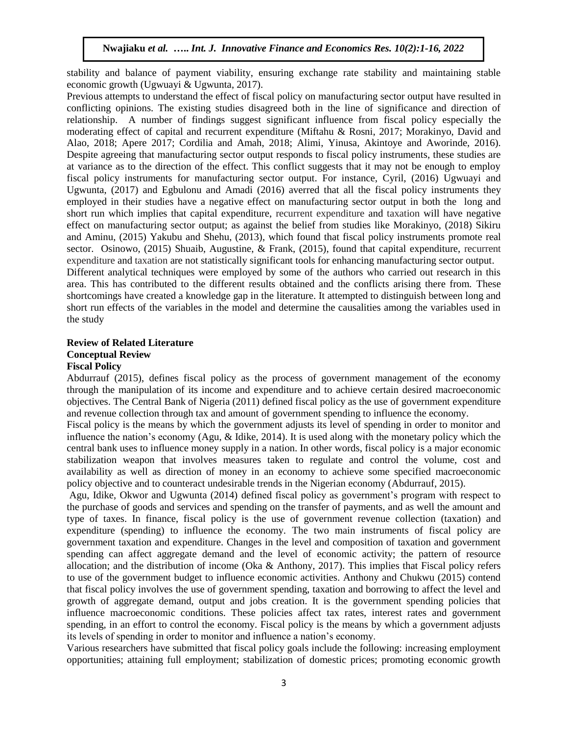stability and balance of payment viability, ensuring exchange rate stability and maintaining stable economic growth (Ugwuayi & Ugwunta, 2017).

Previous attempts to understand the effect of fiscal policy on manufacturing sector output have resulted in conflicting opinions. The existing studies disagreed both in the line of significance and direction of relationship. A number of findings suggest significant influence from fiscal policy especially the moderating effect of capital and recurrent expenditure (Miftahu & Rosni, 2017; Morakinyo, David and Alao, 2018; Apere 2017; Cordilia and Amah, 2018; Alimi, Yinusa, Akintoye and Aworinde, 2016). Despite agreeing that manufacturing sector output responds to fiscal policy instruments, these studies are at variance as to the direction of the effect. This conflict suggests that it may not be enough to employ fiscal policy instruments for manufacturing sector output. For instance, Cyril, (2016) Ugwuayi and Ugwunta, (2017) and Egbulonu and Amadi (2016) averred that all the fiscal policy instruments they employed in their studies have a negative effect on manufacturing sector output in both the long and short run which implies that capital expenditure, recurrent expenditure and taxation will have negative effect on manufacturing sector output; as against the belief from studies like Morakinyo, (2018) Sikiru and Aminu, (2015) Yakubu and Shehu, (2013), which found that fiscal policy instruments promote real sector. Osinowo, (2015) Shuaib, Augustine, & Frank, (2015), found that capital expenditure, recurrent expenditure and taxation are not statistically significant tools for enhancing manufacturing sector output.

Different analytical techniques were employed by some of the authors who carried out research in this area. This has contributed to the different results obtained and the conflicts arising there from. These shortcomings have created a knowledge gap in the literature. It attempted to distinguish between long and short run effects of the variables in the model and determine the causalities among the variables used in the study

## Review of Related Literature

### Conceptual Review

#### Fiscal Policy

Abdurrauf (2015), defines fiscal policy as the process of government management of the economy through the manipulation of its income and expenditure and to achieve certain desired macroeconomic objectives. The Central Bank of Nigeria (2011) defined fiscal policy as the use of government expenditure and revenue collection through tax and amount of government spending to influence the economy.

Fiscal policy is the means by which the government adjusts its level of spending in order to monitor and influence the nation's economy (Agu, & Idike, 2014). It is used along with the monetary policy which the central bank uses to influence money supply in a nation. In other words, fiscal policy is a major economic stabilization weapon that involves measures taken to regulate and control the volume, cost and availability as well as direction of money in an economy to achieve some specified macroeconomic policy objective and to counteract undesirable trends in the Nigerian economy (Abdurrauf, 2015).

Agu, Idike, Okwor and Ugwunta (2014) defined fiscal policy as government's program with respect to the purchase of goods and services and spending on the transfer of payments, and as well the amount and type of taxes. In finance, fiscal policy is the use of government revenue collection (taxation) and expenditure (spending) to influence the economy. The two main instruments of fiscal policy are government taxation and expenditure. Changes in the level and composition of taxation and government spending can affect aggregate demand and the level of economic activity; the pattern of resource allocation; and the distribution of income (Oka & Anthony, 2017). This implies that Fiscal policy refers to use of the government budget to influence economic activities. Anthony and Chukwu (2015) contend that fiscal policy involves the use of government spending, taxation and borrowing to affect the level and growth of aggregate demand, output and jobs creation. It is the government spending policies that influence macroeconomic conditions. These policies affect tax rates, interest rates and government spending, in an effort to control the economy. Fiscal policy is the means by which a government adjusts its levels of spending in order to monitor and influence a nation's economy.

Various researchers have submitted that fiscal policy goals include the following: increasing employment opportunities; attaining full employment; stabilization of domestic prices; promoting economic growth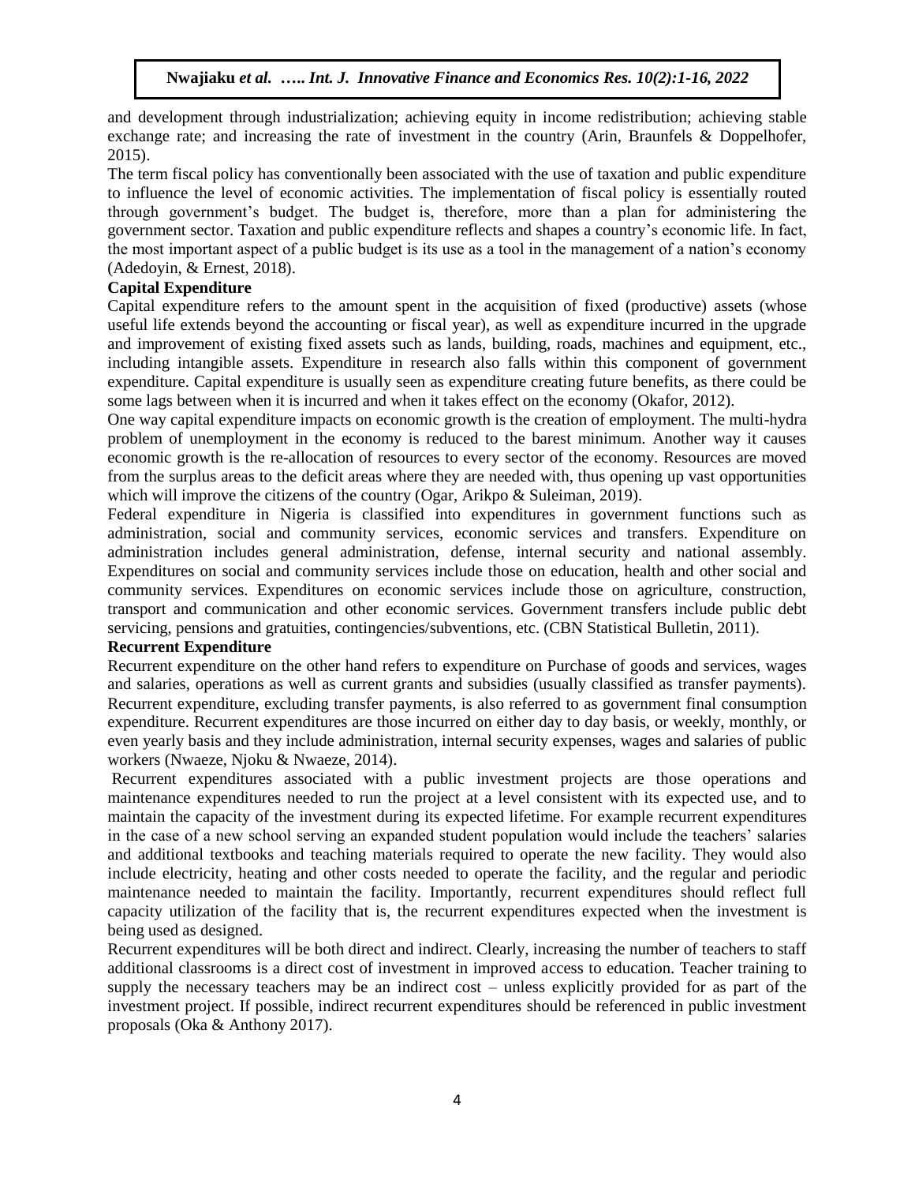and development through industrialization; achieving equity in income redistribution; achieving stable exchange rate; and increasing the rate of investment in the country (Arin, Braunfels & Doppelhofer, 2015).

The term fiscal policy has conventionally been associated with the use of taxation and public expenditure to influence the level of economic activities. The implementation of fiscal policy is essentially routed through government's budget. The budget is, therefore, more than a plan for administering the government sector. Taxation and public expenditure reflects and shapes a country's economic life. In fact, the most important aspect of a public budget is its use as a tool in the management of a nation's economy (Adedoyin, & Ernest, 2018).

### Capital Expenditure

Capital expenditure refers to the amount spent in the acquisition of fixed (productive) assets (whose useful life extends beyond the accounting or fiscal year), as well as expenditure incurred in the upgrade and improvement of existing fixed assets such as lands, building, roads, machines and equipment, etc., including intangible assets. Expenditure in research also falls within this component of government expenditure. Capital expenditure is usually seen as expenditure creating future benefits, as there could be some lags between when it is incurred and when it takes effect on the economy (Okafor, 2012).

One way capital expenditure impacts on economic growth is the creation of employment. The multi-hydra problem of unemployment in the economy is reduced to the barest minimum. Another way it causes economic growth is the re-allocation of resources to every sector of the economy. Resources are moved from the surplus areas to the deficit areas where they are needed with, thus opening up vast opportunities which will improve the citizens of the country (Ogar, Arikpo & Suleiman, 2019).

Federal expenditure in Nigeria is classified into expenditures in government functions such as administration, social and community services, economic services and transfers. Expenditure on administration includes general administration, defense, internal security and national assembly. Expenditures on social and community services include those on education, health and other social and community services. Expenditures on economic services include those on agriculture, construction, transport and communication and other economic services. Government transfers include public debt servicing, pensions and gratuities, contingencies/subventions, etc. (CBN Statistical Bulletin, 2011).

### Recurrent Expenditure

Recurrent expenditure on the other hand refers to expenditure on Purchase of goods and services, wages and salaries, operations as well as current grants and subsidies (usually classified as transfer payments). Recurrent expenditure, excluding transfer payments, is also referred to as government final consumption expenditure. Recurrent expenditures are those incurred on either day to day basis, or weekly, monthly, or even yearly basis and they include administration, internal security expenses, wages and salaries of public workers (Nwaeze, Njoku & Nwaeze, 2014).

Recurrent expenditures associated with a public investment projects are those operations and maintenance expenditures needed to run the project at a level consistent with its expected use, and to maintain the capacity of the investment during its expected lifetime. For example recurrent expenditures in the case of a new school serving an expanded student population would include the teachers' salaries and additional textbooks and teaching materials required to operate the new facility. They would also include electricity, heating and other costs needed to operate the facility, and the regular and periodic maintenance needed to maintain the facility. Importantly, recurrent expenditures should reflect full capacity utilization of the facility that is, the recurrent expenditures expected when the investment is being used as designed.

Recurrent expenditures will be both direct and indirect. Clearly, increasing the number of teachers to staff additional classrooms is a direct cost of investment in improved access to education. Teacher training to supply the necessary teachers may be an indirect cost – unless explicitly provided for as part of the investment project. If possible, indirect recurrent expenditures should be referenced in public investment proposals (Oka & Anthony 2017).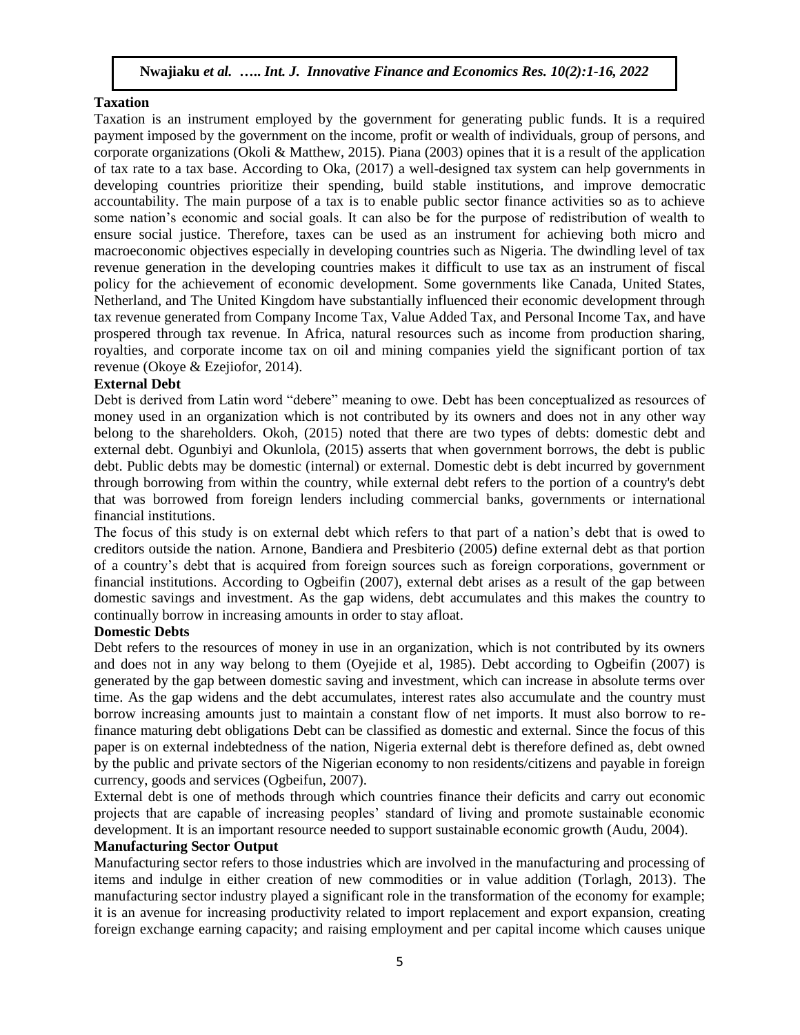## Taxation

Taxation is an instrument employed by the government for generating public funds. It is a required payment imposed by the government on the income, profit or wealth of individuals, group of persons, and corporate organizations (Okoli & Matthew, 2015). Piana (2003) opines that it is a result of the application of tax rate to a tax base. According to Oka, (2017) a well-designed tax system can help governments in developing countries prioritize their spending, build stable institutions, and improve democratic accountability. The main purpose of a tax is to enable public sector finance activities so as to achieve some nation's economic and social goals. It can also be for the purpose of redistribution of wealth to ensure social justice. Therefore, taxes can be used as an instrument for achieving both micro and macroeconomic objectives especially in developing countries such as Nigeria. The dwindling level of tax revenue generation in the developing countries makes it difficult to use tax as an instrument of fiscal policy for the achievement of economic development. Some governments like Canada, United States, Netherland, and The United Kingdom have substantially influenced their economic development through tax revenue generated from Company Income Tax, Value Added Tax, and Personal Income Tax, and have prospered through tax revenue. In Africa, natural resources such as income from production sharing, royalties, and corporate income tax on oil and mining companies yield the significant portion of tax revenue (Okoye & Ezejiofor, 2014).

## External Debt

Debt is derived from Latin word "debere" meaning to owe. Debt has been conceptualized as resources of money used in an organization which is not contributed by its owners and does not in any other way belong to the shareholders. Okoh, (2015) noted that there are two types of debts: domestic debt and external debt. Ogunbiyi and Okunlola, (2015) asserts that when government borrows, the debt is public debt. Public debts may be domestic (internal) or external. Domestic debt is debt incurred by government through borrowing from within the country, while external debt refers to the portion of a country's debt that was borrowed from foreign lenders including commercial banks, governments or international financial institutions.

The focus of this study is on external debt which refers to that part of a nation's debt that is owed to creditors outside the nation. Arnone, Bandiera and Presbiterio (2005) define external debt as that portion of a country's debt that is acquired from foreign sources such as foreign corporations, government or financial institutions. According to Ogbeifin (2007), external debt arises as a result of the gap between domestic savings and investment. As the gap widens, debt accumulates and this makes the country to continually borrow in increasing amounts in order to stay afloat.

## Domestic Debts

Debt refers to the resources of money in use in an organization, which is not contributed by its owners and does not in any way belong to them (Oyejide et al, 1985). Debt according to Ogbeifin (2007) is generated by the gap between domestic saving and investment, which can increase in absolute terms over time. As the gap widens and the debt accumulates, interest rates also accumulate and the country must borrow increasing amounts just to maintain a constant flow of net imports. It must also borrow to re-finance maturing debt obligations Debt can be classified as domestic and external. Since the focus of this paper is on external indebtedness of the nation, Nigeria external debt is therefore defined as, debt owned by the public and private sectors of the Nigerian economy to non residents/citizens and payable in foreign currency, goods and services (Ogbeifun, 2007).

External debt is one of methods through which countries finance their deficits and carry out economic projects that are capable of increasing peoples' standard of living and promote sustainable economic development. It is an important resource needed to support sustainable economic growth (Audu, 2004).

## Manufacturing Sector Output

Manufacturing sector refers to those industries which are involved in the manufacturing and processing of items and indulge in either creation of new commodities or in value addition (Torlagh, 2013). The manufacturing sector industry played a significant role in the transformation of the economy for example; it is an avenue for increasing productivity related to import replacement and export expansion, creating foreign exchange earning capacity; and raising employment and per capital income which causes unique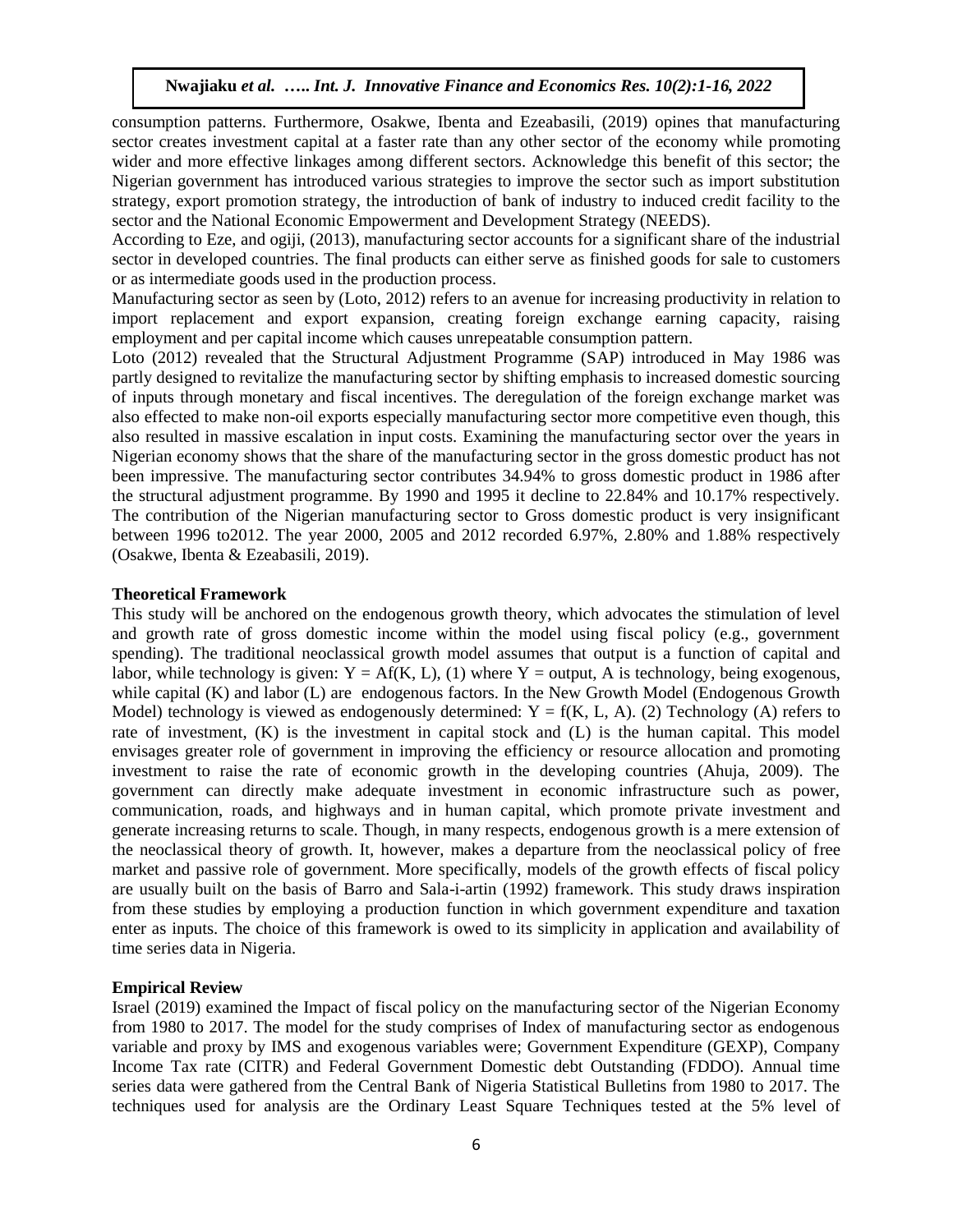consumption patterns. Furthermore, Osakwe, Ibenta and Ezeabasili, (2019) opines that manufacturing sector creates investment capital at a faster rate than any other sector of the economy while promoting wider and more effective linkages among different sectors. Acknowledge this benefit of this sector; the Nigerian government has introduced various strategies to improve the sector such as import substitution strategy, export promotion strategy, the introduction of bank of industry to induced credit facility to the sector and the National Economic Empowerment and Development Strategy (NEEDS).

According to Eze, and ogiji, (2013), manufacturing sector accounts for a significant share of the industrial sector in developed countries. The final products can either serve as finished goods for sale to customers or as intermediate goods used in the production process.

Manufacturing sector as seen by (Loto, 2012) refers to an avenue for increasing productivity in relation to import replacement and export expansion, creating foreign exchange earning capacity, raising employment and per capital income which causes unrepeatable consumption pattern.

Loto (2012) revealed that the Structural Adjustment Programme (SAP) introduced in May 1986 was partly designed to revitalize the manufacturing sector by shifting emphasis to increased domestic sourcing of inputs through monetary and fiscal incentives. The deregulation of the foreign exchange market was also effected to make non-oil exports especially manufacturing sector more competitive even though, this also resulted in massive escalation in input costs. Examining the manufacturing sector over the years in Nigerian economy shows that the share of the manufacturing sector in the gross domestic product has not been impressive. The manufacturing sector contributes 34.94% to gross domestic product in 1986 after the structural adjustment programme. By 1990 and 1995 it decline to 22.84% and 10.17% respectively. The contribution of the Nigerian manufacturing sector to Gross domestic product is very insignificant between 1996 to2012. The year 2000, 2005 and 2012 recorded 6.97%, 2.80% and 1.88% respectively (Osakwe, Ibenta & Ezeabasili, 2019).

**Theoretical Framework**

This study will be anchored on the endogenous growth theory, which advocates the stimulation of level and growth rate of gross domestic income within the model using fiscal policy (e.g., government spending). The traditional neoclassical growth model assumes that output is a function of capital and labor, while technology is given: $Y = Af(K, L)$, (1) where Y = output, A is technology, being exogenous, while capital (K) and labor (L) are endogenous factors. In the New Growth Model (Endogenous Growth Model) technology is viewed as endogenously determined: $Y = f(K, L, A)$. (2) Technology (A) refers to rate of investment, (K) is the investment in capital stock and (L) is the human capital. This model envisages greater role of government in improving the efficiency or resource allocation and promoting investment to raise the rate of economic growth in the developing countries (Ahuja, 2009). The government can directly make adequate investment in economic infrastructure such as power, communication, roads, and highways and in human capital, which promote private investment and generate increasing returns to scale. Though, in many respects, endogenous growth is a mere extension of the neoclassical theory of growth. It, however, makes a departure from the neoclassical policy of free market and passive role of government. More specifically, models of the growth effects of fiscal policy are usually built on the basis of Barro and Sala-i-artin (1992) framework. This study draws inspiration from these studies by employing a production function in which government expenditure and taxation enter as inputs. The choice of this framework is owed to its simplicity in application and availability of time series data in Nigeria.

**Empirical Review**

Israel (2019) examined the Impact of fiscal policy on the manufacturing sector of the Nigerian Economy from 1980 to 2017. The model for the study comprises of Index of manufacturing sector as endogenous variable and proxy by IMS and exogenous variables were; Government Expenditure (GEXP), Company Income Tax rate (CITR) and Federal Government Domestic debt Outstanding (FDDO). Annual time series data were gathered from the Central Bank of Nigeria Statistical Bulletins from 1980 to 2017. The techniques used for analysis are the Ordinary Least Square Techniques tested at the 5% level of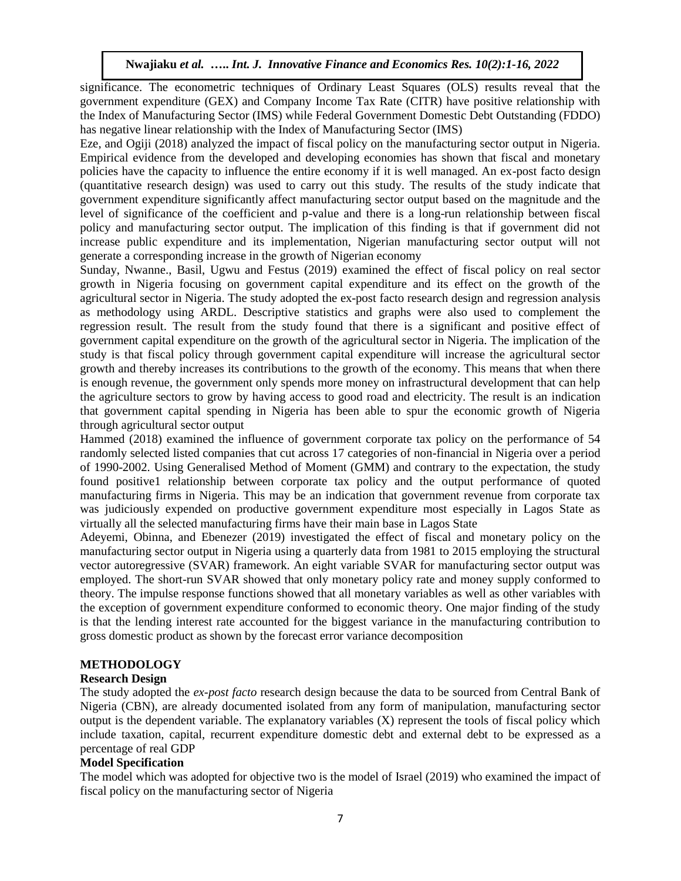significance. The econometric techniques of Ordinary Least Squares (OLS) results reveal that the government expenditure (GEX) and Company Income Tax Rate (CITR) have positive relationship with the Index of Manufacturing Sector (IMS) while Federal Government Domestic Debt Outstanding (FDDO) has negative linear relationship with the Index of Manufacturing Sector (IMS)

Eze, and Ogiji (2018) analyzed the impact of fiscal policy on the manufacturing sector output in Nigeria. Empirical evidence from the developed and developing economies has shown that fiscal and monetary policies have the capacity to influence the entire economy if it is well managed. An ex-post facto design (quantitative research design) was used to carry out this study. The results of the study indicate that government expenditure significantly affect manufacturing sector output based on the magnitude and the level of significance of the coefficient and p-value and there is a long-run relationship between fiscal policy and manufacturing sector output. The implication of this finding is that if government did not increase public expenditure and its implementation, Nigerian manufacturing sector output will not generate a corresponding increase in the growth of Nigerian economy

Sunday, Nwanne., Basil, Ugwu and Festus (2019) examined the effect of fiscal policy on real sector growth in Nigeria focusing on government capital expenditure and its effect on the growth of the agricultural sector in Nigeria. The study adopted the ex-post facto research design and regression analysis as methodology using ARDL. Descriptive statistics and graphs were also used to complement the regression result. The result from the study found that there is a significant and positive effect of government capital expenditure on the growth of the agricultural sector in Nigeria. The implication of the study is that fiscal policy through government capital expenditure will increase the agricultural sector growth and thereby increases its contributions to the growth of the economy. This means that when there is enough revenue, the government only spends more money on infrastructural development that can help the agriculture sectors to grow by having access to good road and electricity. The result is an indication that government capital spending in Nigeria has been able to spur the economic growth of Nigeria through agricultural sector output

Hammed (2018) examined the influence of government corporate tax policy on the performance of 54 randomly selected listed companies that cut across 17 categories of non-financial in Nigeria over a period of 1990-2002. Using Generalised Method of Moment (GMM) and contrary to the expectation, the study found positive1 relationship between corporate tax policy and the output performance of quoted manufacturing firms in Nigeria. This may be an indication that government revenue from corporate tax was judiciously expended on productive government expenditure most especially in Lagos State as virtually all the selected manufacturing firms have their main base in Lagos State

Adeyemi, Obinna, and Ebenezer (2019) investigated the effect of fiscal and monetary policy on the manufacturing sector output in Nigeria using a quarterly data from 1981 to 2015 employing the structural vector autoregressive (SVAR) framework. An eight variable SVAR for manufacturing sector output was employed. The short-run SVAR showed that only monetary policy rate and money supply conformed to theory. The impulse response functions showed that all monetary variables as well as other variables with the exception of government expenditure conformed to economic theory. One major finding of the study is that the lending interest rate accounted for the biggest variance in the manufacturing contribution to gross domestic product as shown by the forecast error variance decomposition

## METHODOLOGY

### Research Design

The study adopted the *ex-post facto* research design because the data to be sourced from Central Bank of Nigeria (CBN), are already documented isolated from any form of manipulation, manufacturing sector output is the dependent variable. The explanatory variables (X) represent the tools of fiscal policy which include taxation, capital, recurrent expenditure domestic debt and external debt to be expressed as a percentage of real GDP

### Model Specification

The model which was adopted for objective two is the model of Israel (2019) who examined the impact of fiscal policy on the manufacturing sector of Nigeria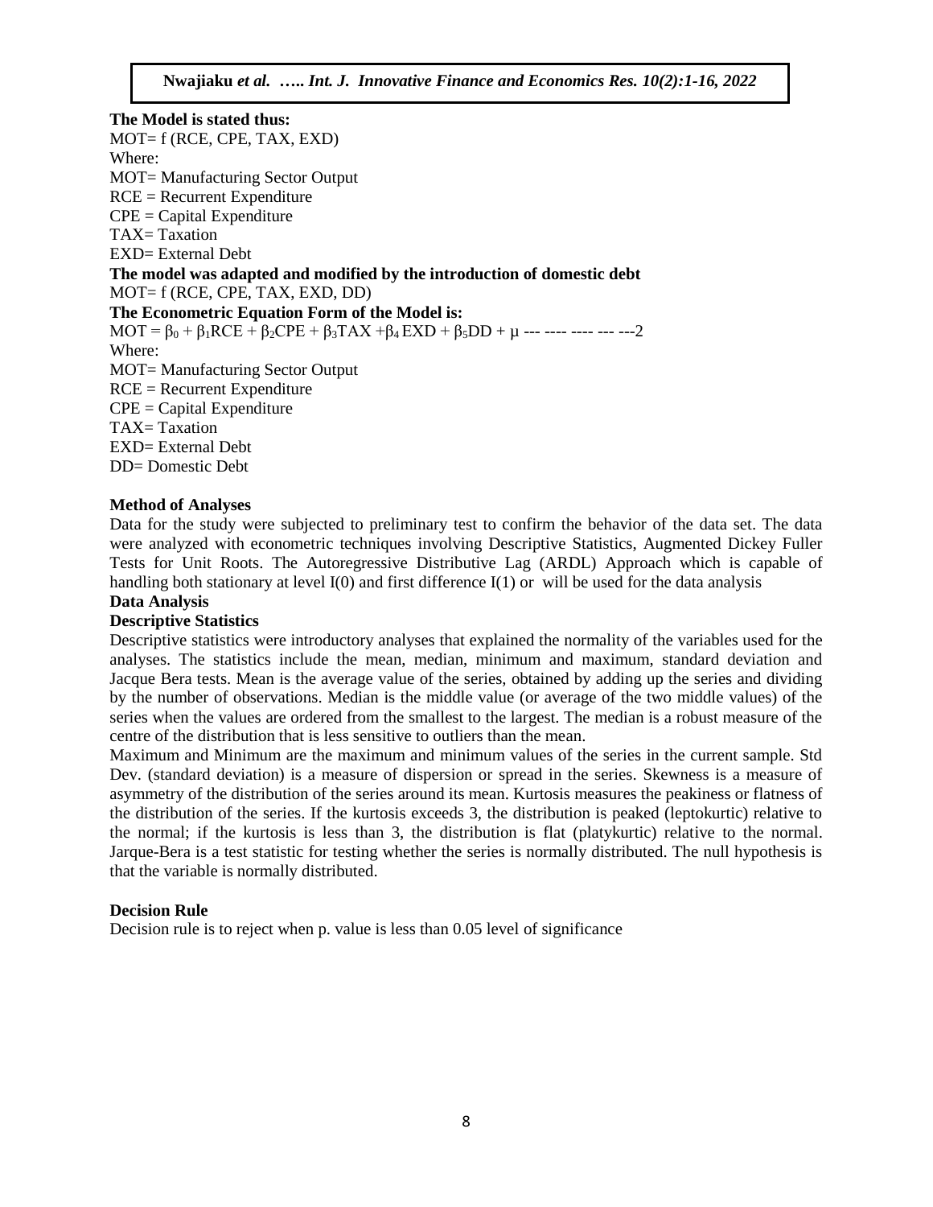**The Model is stated thus:**

MOT= f (RCE, CPE, TAX, EXD)

Where:

MOT= Manufacturing Sector Output

RCE = Recurrent Expenditure

CPE = Capital Expenditure

TAX= Taxation

EXD= External Debt

**The model was adapted and modified by the introduction of domestic debt**

MOT= f (RCE, CPE, TAX, EXD, DD)

**The Econometric Equation Form of the Model is:**

$MOT = \beta_0 + \beta_1 RCE + \beta_2 CPE + \beta_3 TAX + \beta_4 EXD + \beta_5 DD + \mu$ --- ---- ---- --- ---2

Where:

MOT= Manufacturing Sector Output

RCE = Recurrent Expenditure

CPE = Capital Expenditure

TAX= Taxation

EXD= External Debt

DD= Domestic Debt

**Method of Analyses**

Data for the study were subjected to preliminary test to confirm the behavior of the data set. The data were analyzed with econometric techniques involving Descriptive Statistics, Augmented Dickey Fuller Tests for Unit Roots. The Autoregressive Distributive Lag (ARDL) Approach which is capable of handling both stationary at level I(0) and first difference I(1) or will be used for the data analysis

**Data Analysis**

**Descriptive Statistics**

Descriptive statistics were introductory analyses that explained the normality of the variables used for the analyses. The statistics include the mean, median, minimum and maximum, standard deviation and Jacque Bera tests. Mean is the average value of the series, obtained by adding up the series and dividing by the number of observations. Median is the middle value (or average of the two middle values) of the series when the values are ordered from the smallest to the largest. The median is a robust measure of the centre of the distribution that is less sensitive to outliers than the mean.

Maximum and Minimum are the maximum and minimum values of the series in the current sample. Std Dev. (standard deviation) is a measure of dispersion or spread in the series. Skewness is a measure of asymmetry of the distribution of the series around its mean. Kurtosis measures the peakiness or flatness of the distribution of the series. If the kurtosis exceeds 3, the distribution is peaked (leptokurtic) relative to the normal; if the kurtosis is less than 3, the distribution is flat (platykurtic) relative to the normal. Jarque-Bera is a test statistic for testing whether the series is normally distributed. The null hypothesis is that the variable is normally distributed.

**Decision Rule**

Decision rule is to reject when p. value is less than 0.05 level of significance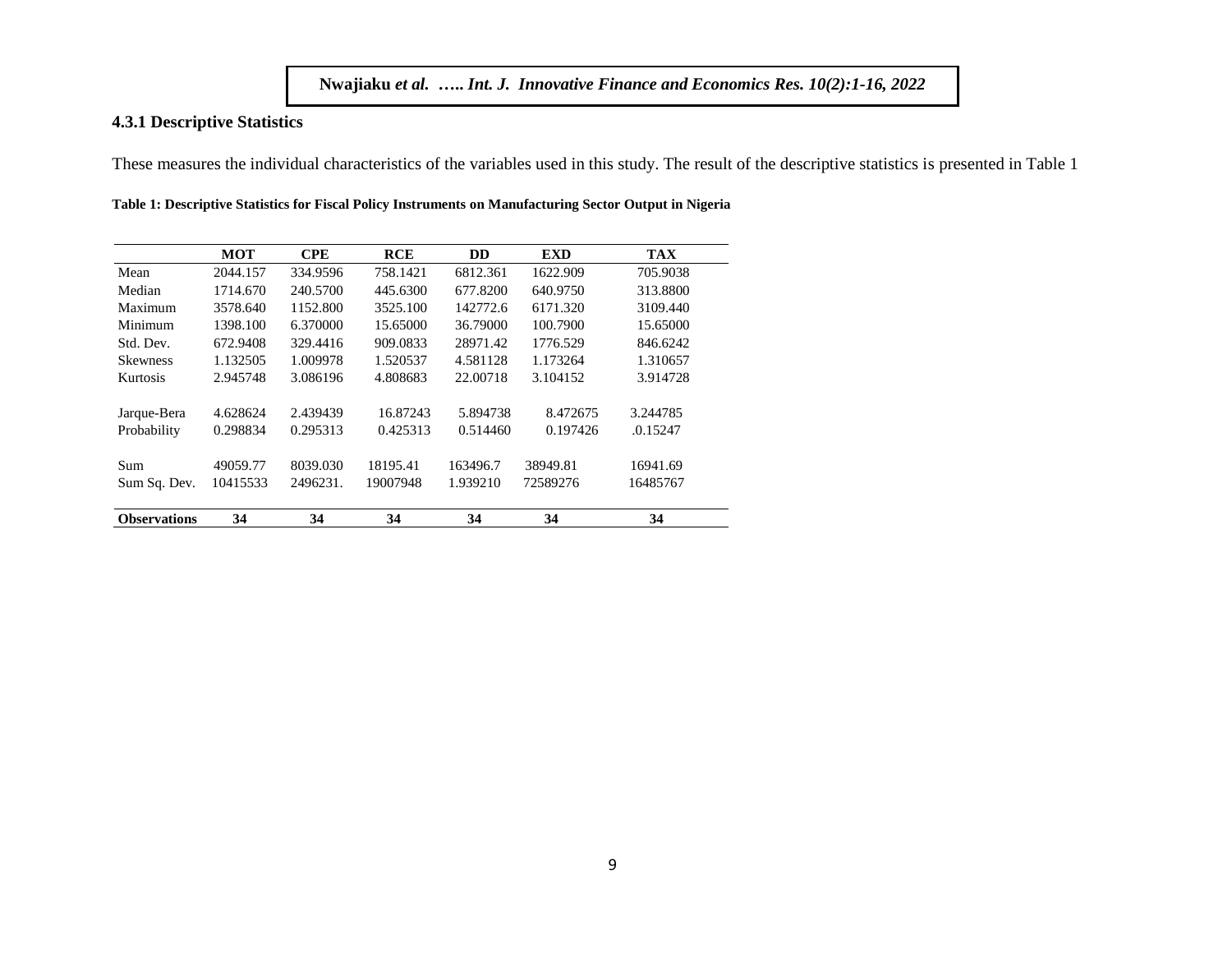### 4.3.1 Descriptive Statistics

These measures the individual characteristics of the variables used in this study. The result of the descriptive statistics is presented in Table 1

**Table 1: Descriptive Statistics for Fiscal Policy Instruments on Manufacturing Sector Output in Nigeria**

| | **MOT** | **CPE** | **RCE** | **DD** | **EXD** | **TAX** |
|---|---|---|---|---|---|---|
| Mean | 2044.157 | 334.9596 | 758.1421 | 6812.361 | 1622.909 | 705.9038 |
| Median | 1714.670 | 240.5700 | 445.6300 | 677.8200 | 640.9750 | 313.8800 |
| Maximum | 3578.640 | 1152.800 | 3525.100 | 142772.6 | 6171.320 | 3109.440 |
| Minimum | 1398.100 | 6.370000 | 15.65000 | 36.79000 | 100.7900 | 15.65000 |
| Std. Dev. | 672.9408 | 329.4416 | 909.0833 | 28971.42 | 1776.529 | 846.6242 |
| Skewness | 1.132505 | 1.009978 | 1.520537 | 4.581128 | 1.173264 | 1.310657 |
| Kurtosis | 2.945748 | 3.086196 | 4.808683 | 22.00718 | 3.104152 | 3.914728 |
| Jarque-Bera | 4.628624 | 2.439439 | 16.87243 | 5.894738 | 8.472675 | 3.244785 |
| Probability | 0.298834 | 0.295313 | 0.425313 | 0.514460 | 0.197426 | .0.15247 |
| Sum | 49059.77 | 8039.030 | 18195.41 | 163496.7 | 38949.81 | 16941.69 |
| Sum Sq. Dev. | 10415533 | 2496231. | 19007948 | 1.939210 | 72589276 | 16485767 |
| **Observations** | **34** | **34** | **34** | **34** | **34** | **34** |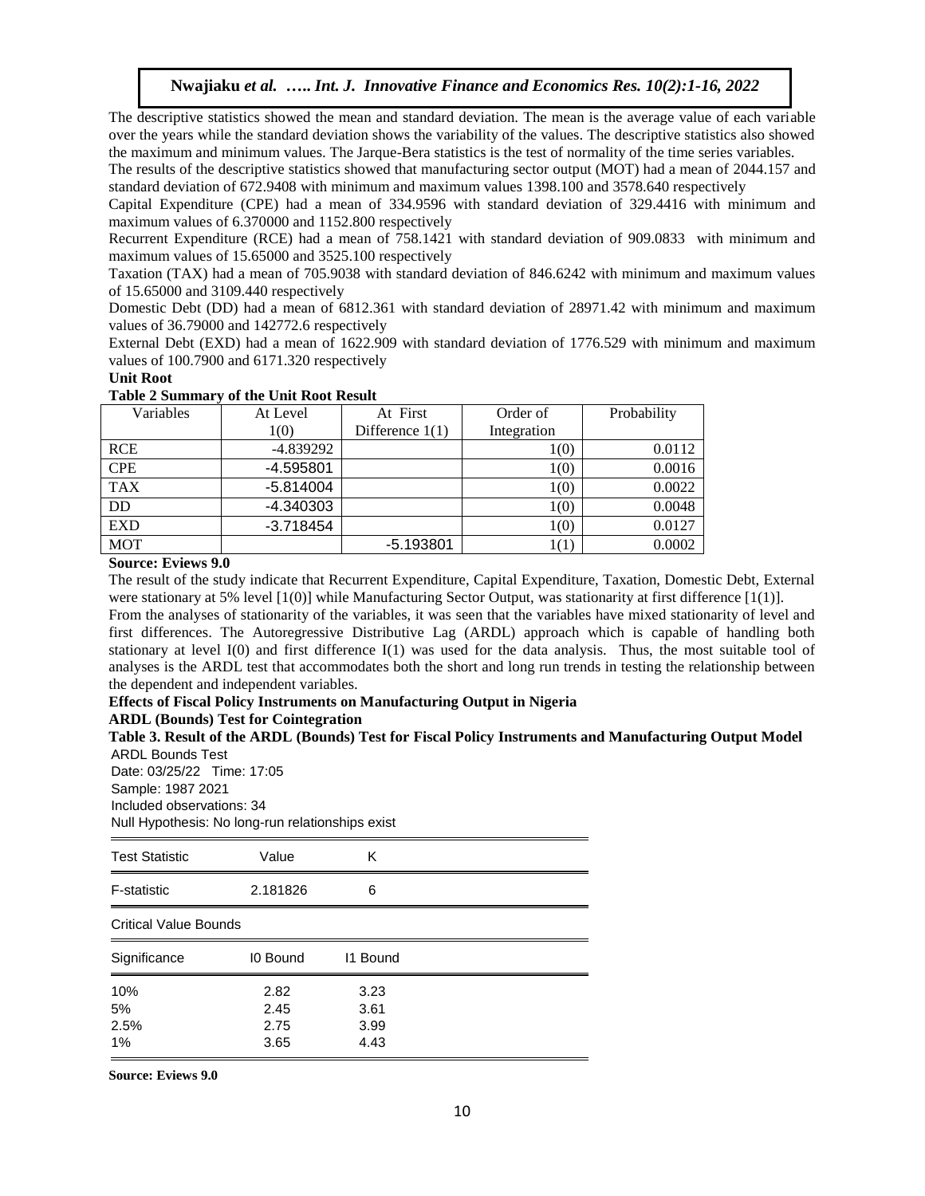The descriptive statistics showed the mean and standard deviation. The mean is the average value of each variable over the years while the standard deviation shows the variability of the values. The descriptive statistics also showed the maximum and minimum values. The Jarque-Bera statistics is the test of normality of the time series variables.

The results of the descriptive statistics showed that manufacturing sector output (MOT) had a mean of 2044.157 and standard deviation of 672.9408 with minimum and maximum values 1398.100 and 3578.640 respectively

Capital Expenditure (CPE) had a mean of 334.9596 with standard deviation of 329.4416 with minimum and maximum values of 6.370000 and 1152.800 respectively

Recurrent Expenditure (RCE) had a mean of 758.1421 with standard deviation of 909.0833 with minimum and maximum values of 15.65000 and 3525.100 respectively

Taxation (TAX) had a mean of 705.9038 with standard deviation of 846.6242 with minimum and maximum values of 15.65000 and 3109.440 respectively

Domestic Debt (DD) had a mean of 6812.361 with standard deviation of 28971.42 with minimum and maximum values of 36.79000 and 142772.6 respectively

External Debt (EXD) had a mean of 1622.909 with standard deviation of 1776.529 with minimum and maximum values of 100.7900 and 6171.320 respectively

**Unit Root**

**Table 2 Summary of the Unit Root Result**

| Variables | At Level 1(0) | At First Difference 1(1) | Order of Integration | Probability |
|---|---|---|---|---|
| RCE | -4.839292 | | 1(0) | 0.0112 |
| CPE | -4.595801 | | 1(0) | 0.0016 |
| TAX | -5.814004 | | 1(0) | 0.0022 |
| DD | -4.340303 | | 1(0) | 0.0048 |
| EXD | -3.718454 | | 1(0) | 0.0127 |
| MOT | | -5.193801 | 1(1) | 0.0002 |

**Source: Eviews 9.0**

The result of the study indicate that Recurrent Expenditure, Capital Expenditure, Taxation, Domestic Debt, External were stationary at 5% level [1(0)] while Manufacturing Sector Output, was stationarity at first difference [1(1)].

From the analyses of stationarity of the variables, it was seen that the variables have mixed stationarity of level and first differences. The Autoregressive Distributive Lag (ARDL) approach which is capable of handling both stationary at level I(0) and first difference I(1) was used for the data analysis. Thus, the most suitable tool of analyses is the ARDL test that accommodates both the short and long run trends in testing the relationship between the dependent and independent variables.

**Effects of Fiscal Policy Instruments on Manufacturing Output in Nigeria**

**ARDL (Bounds) Test for Cointegration**

**Table 3. Result of the ARDL (Bounds) Test for Fiscal Policy Instruments and Manufacturing Output Model**

ARDL Bounds Test
Date: 03/25/22 Time: 17:05
Sample: 1987 2021
Included observations: 34
Null Hypothesis: No long-run relationships exist

| Test Statistic | Value | K |
|---|---|---|
| F-statistic | 2.181826 | 6 |

Critical Value Bounds

| Significance | I0 Bound | I1 Bound |
|---|---|---|
| 10% | 2.82 | 3.23 |
| 5% | 2.45 | 3.61 |
| 2.5% | 2.75 | 3.99 |
| 1% | 3.65 | 4.43 |

**Source: Eviews 9.0**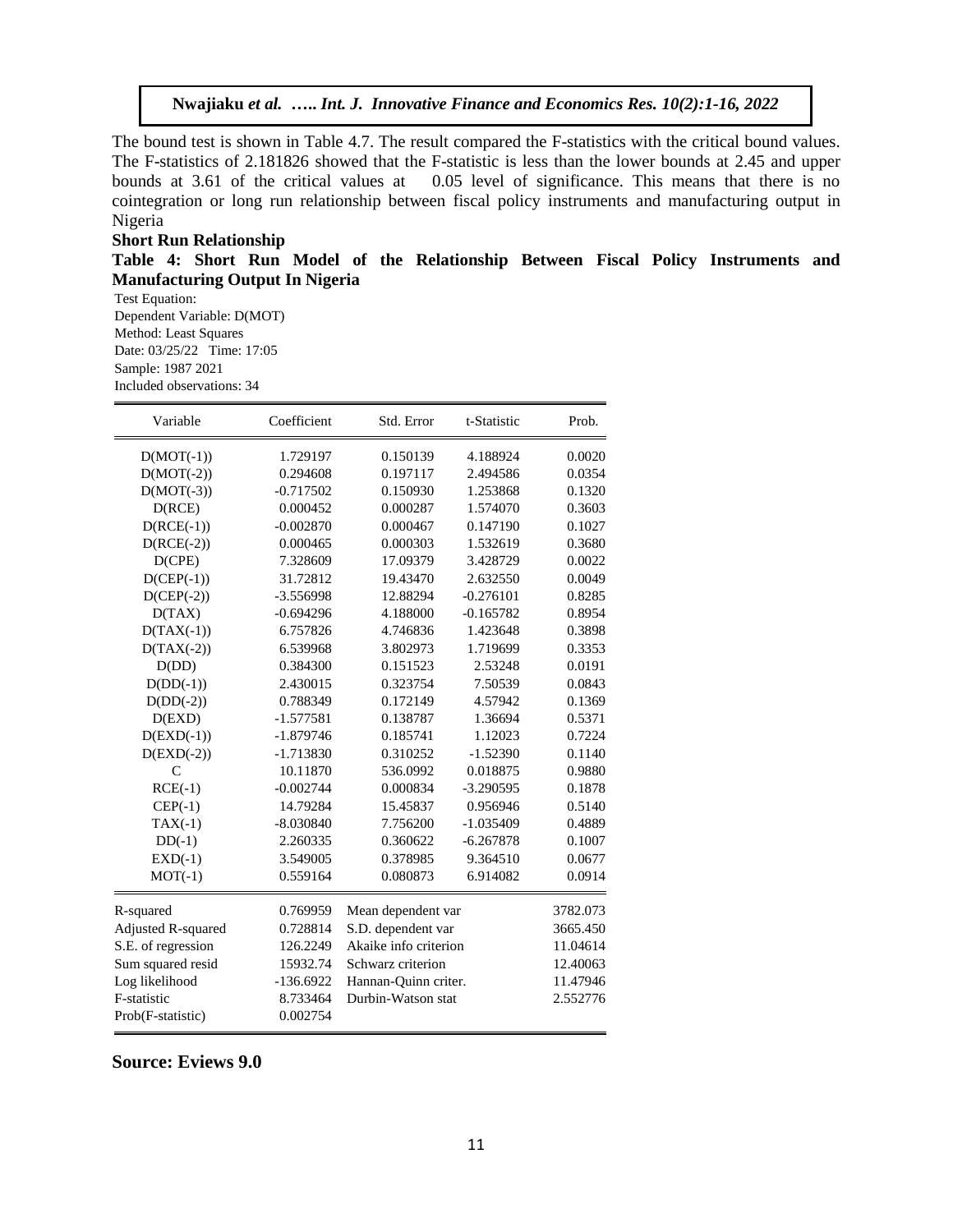The bound test is shown in Table 4.7. The result compared the F-statistics with the critical bound values. The F-statistics of 2.181826 showed that the F-statistic is less than the lower bounds at 2.45 and upper bounds at 3.61 of the critical values at 0.05 level of significance. This means that there is no cointegration or long run relationship between fiscal policy instruments and manufacturing output in Nigeria

**Short Run Relationship**

**Table 4: Short Run Model of the Relationship Between Fiscal Policy Instruments and Manufacturing Output In Nigeria**

Test Equation:
Dependent Variable: D(MOT)
Method: Least Squares
Date: 03/25/22 Time: 17:05
Sample: 1987 2021
Included observations: 34

| Variable | Coefficient | Std. Error | t-Statistic | Prob. |
|---|---|---|---|---|
| D(MOT(-1)) | 1.729197 | 0.150139 | 4.188924 | 0.0020 |
| D(MOT(-2)) | 0.294608 | 0.197117 | 2.494586 | 0.0354 |
| D(MOT(-3)) | -0.717502 | 0.150930 | 1.253868 | 0.1320 |
| D(RCE) | 0.000452 | 0.000287 | 1.574070 | 0.3603 |
| D(RCE(-1)) | -0.002870 | 0.000467 | 0.147190 | 0.1027 |
| D(RCE(-2)) | 0.000465 | 0.000303 | 1.532619 | 0.3680 |
| D(CPE) | 7.328609 | 17.09379 | 3.428729 | 0.0022 |
| D(CEP(-1)) | 31.72812 | 19.43470 | 2.632550 | 0.0049 |
| D(CEP(-2)) | -3.556998 | 12.88294 | -0.276101 | 0.8285 |
| D(TAX) | -0.694296 | 4.188000 | -0.165782 | 0.8954 |
| D(TAX(-1)) | 6.757826 | 4.746836 | 1.423648 | 0.3898 |
| D(TAX(-2)) | 6.539968 | 3.802973 | 1.719699 | 0.3353 |
| D(DD) | 0.384300 | 0.151523 | 2.53248 | 0.0191 |
| D(DD(-1)) | 2.430015 | 0.323754 | 7.50539 | 0.0843 |
| D(DD(-2)) | 0.788349 | 0.172149 | 4.57942 | 0.1369 |
| D(EXD) | -1.577581 | 0.138787 | 1.36694 | 0.5371 |
| D(EXD(-1)) | -1.879746 | 0.185741 | 1.12023 | 0.7224 |
| D(EXD(-2)) | -1.713830 | 0.310252 | -1.52390 | 0.1140 |
| C | 10.11870 | 536.0992 | 0.018875 | 0.9880 |
| RCE(-1) | -0.002744 | 0.000834 | -3.290595 | 0.1878 |
| CEP(-1) | 14.79284 | 15.45837 | 0.956946 | 0.5140 |
| TAX(-1) | -8.030840 | 7.756200 | -1.035409 | 0.4889 |
| DD(-1) | 2.260335 | 0.360622 | -6.267878 | 0.1007 |
| EXD(-1) | 3.549005 | 0.378985 | 9.364510 | 0.0677 |
| MOT(-1) | 0.559164 | 0.080873 | 6.914082 | 0.0914 |

| | | | |
|---|---|---|---|
| R-squared | 0.769959 | Mean dependent var | 3782.073 |
| Adjusted R-squared | 0.728814 | S.D. dependent var | 3665.450 |
| S.E. of regression | 126.2249 | Akaike info criterion | 11.04614 |
| Sum squared resid | 15932.74 | Schwarz criterion | 12.40063 |
| Log likelihood | -136.6922 | Hannan-Quinn criter. | 11.47946 |
| F-statistic | 8.733464 | Durbin-Watson stat | 2.552776 |
| Prob(F-statistic) | 0.002754 | | |

**Source: Eviews 9.0**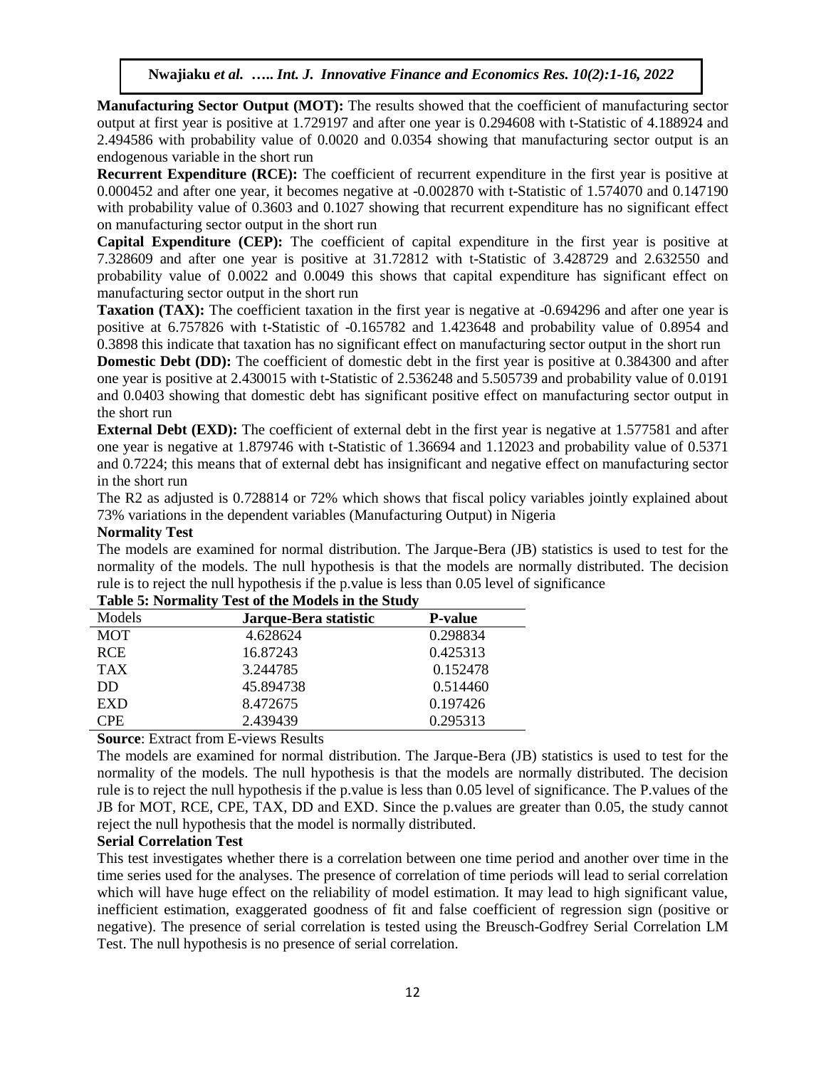**Manufacturing Sector Output (MOT):** The results showed that the coefficient of manufacturing sector output at first year is positive at 1.729197 and after one year is 0.294608 with t-Statistic of 4.188924 and 2.494586 with probability value of 0.0020 and 0.0354 showing that manufacturing sector output is an endogenous variable in the short run

**Recurrent Expenditure (RCE):** The coefficient of recurrent expenditure in the first year is positive at 0.000452 and after one year, it becomes negative at -0.002870 with t-Statistic of 1.574070 and 0.147190 with probability value of 0.3603 and 0.1027 showing that recurrent expenditure has no significant effect on manufacturing sector output in the short run

**Capital Expenditure (CEP):** The coefficient of capital expenditure in the first year is positive at 7.328609 and after one year is positive at 31.72812 with t-Statistic of 3.428729 and 2.632550 and probability value of 0.0022 and 0.0049 this shows that capital expenditure has significant effect on manufacturing sector output in the short run

**Taxation (TAX):** The coefficient taxation in the first year is negative at -0.694296 and after one year is positive at 6.757826 with t-Statistic of -0.165782 and 1.423648 and probability value of 0.8954 and 0.3898 this indicate that taxation has no significant effect on manufacturing sector output in the short run

**Domestic Debt (DD):** The coefficient of domestic debt in the first year is positive at 0.384300 and after one year is positive at 2.430015 with t-Statistic of 2.536248 and 5.505739 and probability value of 0.0191 and 0.0403 showing that domestic debt has significant positive effect on manufacturing sector output in the short run

**External Debt (EXD):** The coefficient of external debt in the first year is negative at 1.577581 and after one year is negative at 1.879746 with t-Statistic of 1.36694 and 1.12023 and probability value of 0.5371 and 0.7224; this means that of external debt has insignificant and negative effect on manufacturing sector in the short run

The R2 as adjusted is 0.728814 or 72% which shows that fiscal policy variables jointly explained about 73% variations in the dependent variables (Manufacturing Output) in Nigeria

**Normality Test**

The models are examined for normal distribution. The Jarque-Bera (JB) statistics is used to test for the normality of the models. The null hypothesis is that the models are normally distributed. The decision rule is to reject the null hypothesis if the p.value is less than 0.05 level of significance

**Table 5: Normality Test of the Models in the Study**

| Models | Jarque-Bera statistic | P-value |
|---|---|---|
| MOT | 4.628624 | 0.298834 |
| RCE | 16.87243 | 0.425313 |
| TAX | 3.244785 | 0.152478 |
| DD | 45.894738 | 0.514460 |
| EXD | 8.472675 | 0.197426 |
| CPE | 2.439439 | 0.295313 |

**Source**: Extract from E-views Results

The models are examined for normal distribution. The Jarque-Bera (JB) statistics is used to test for the normality of the models. The null hypothesis is that the models are normally distributed. The decision rule is to reject the null hypothesis if the p.value is less than 0.05 level of significance. The P.values of the JB for MOT, RCE, CPE, TAX, DD and EXD. Since the p.values are greater than 0.05, the study cannot reject the null hypothesis that the model is normally distributed.

**Serial Correlation Test**

This test investigates whether there is a correlation between one time period and another over time in the time series used for the analyses. The presence of correlation of time periods will lead to serial correlation which will have huge effect on the reliability of model estimation. It may lead to high significant value, inefficient estimation, exaggerated goodness of fit and false coefficient of regression sign (positive or negative). The presence of serial correlation is tested using the Breusch-Godfrey Serial Correlation LM Test. The null hypothesis is no presence of serial correlation.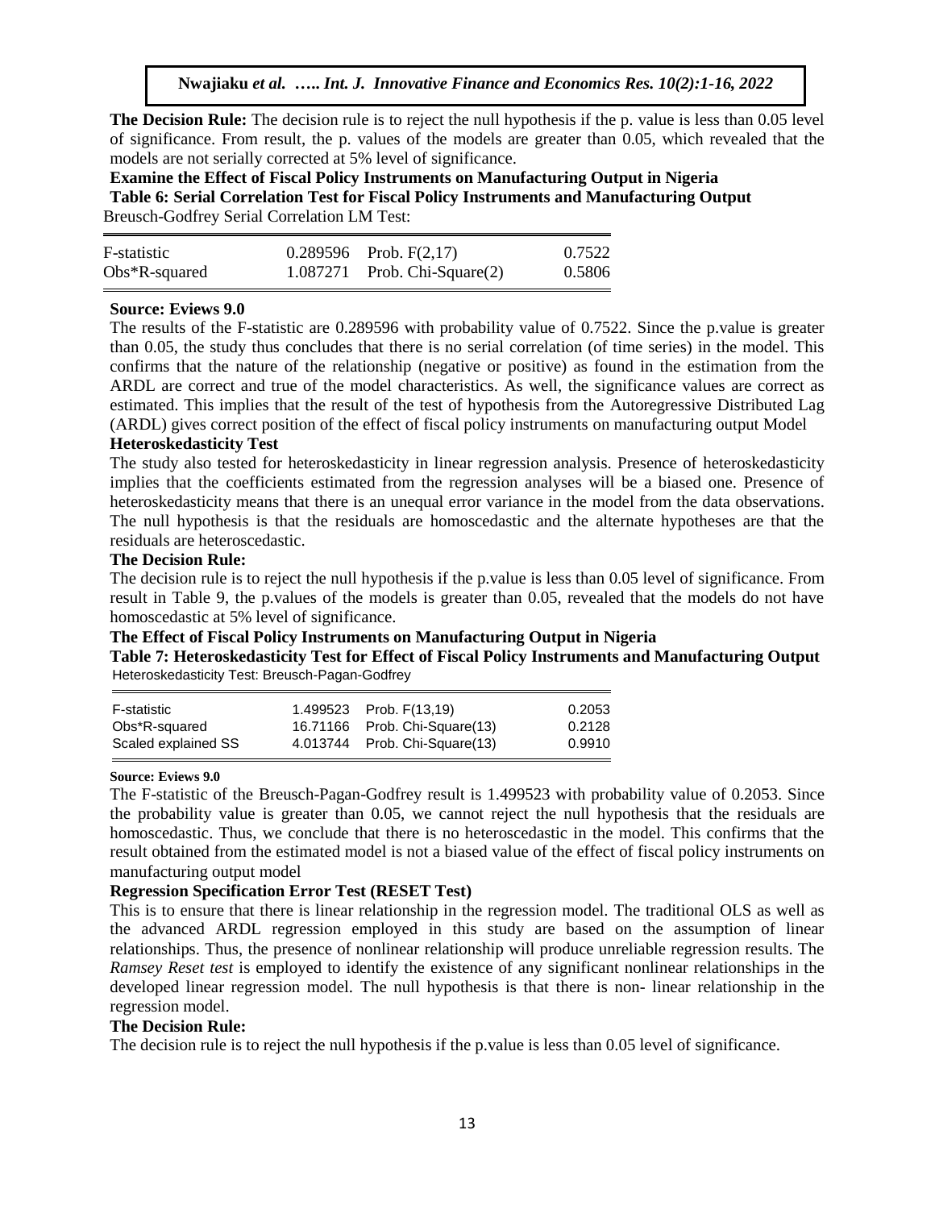**The Decision Rule:** The decision rule is to reject the null hypothesis if the p. value is less than 0.05 level of significance. From result, the p. values of the models are greater than 0.05, which revealed that the models are not serially corrected at 5% level of significance.

**Examine the Effect of Fiscal Policy Instruments on Manufacturing Output in Nigeria**

**Table 6: Serial Correlation Test for Fiscal Policy Instruments and Manufacturing Output**

Breusch-Godfrey Serial Correlation LM Test:

| | | | |
|---|---|---|---|
| F-statistic | 0.289596 | Prob. F(2,17) | 0.7522 |
| Obs*R-squared | 1.087271 | Prob. Chi-Square(2) | 0.5806 |

**Source: Eviews 9.0**

The results of the F-statistic are 0.289596 with probability value of 0.7522. Since the p.value is greater than 0.05, the study thus concludes that there is no serial correlation (of time series) in the model. This confirms that the nature of the relationship (negative or positive) as found in the estimation from the ARDL are correct and true of the model characteristics. As well, the significance values are correct as estimated. This implies that the result of the test of hypothesis from the Autoregressive Distributed Lag (ARDL) gives correct position of the effect of fiscal policy instruments on manufacturing output Model

**Heteroskedasticity Test**

The study also tested for heteroskedasticity in linear regression analysis. Presence of heteroskedasticity implies that the coefficients estimated from the regression analyses will be a biased one. Presence of heteroskedasticity means that there is an unequal error variance in the model from the data observations. The null hypothesis is that the residuals are homoscedastic and the alternate hypotheses are that the residuals are heteroscedastic.

**The Decision Rule:**

The decision rule is to reject the null hypothesis if the p.value is less than 0.05 level of significance. From result in Table 9, the p.values of the models is greater than 0.05, revealed that the models do not have homoscedastic at 5% level of significance.

**The Effect of Fiscal Policy Instruments on Manufacturing Output in Nigeria**

**Table 7: Heteroskedasticity Test for Effect of Fiscal Policy Instruments and Manufacturing Output**

Heteroskedasticity Test: Breusch-Pagan-Godfrey

| | | | |
|---|---|---|---|
| F-statistic | 1.499523 | Prob. F(13,19) | 0.2053 |
| Obs*R-squared | 16.71166 | Prob. Chi-Square(13) | 0.2128 |
| Scaled explained SS | 4.013744 | Prob. Chi-Square(13) | 0.9910 |

**Source: Eviews 9.0**

The F-statistic of the Breusch-Pagan-Godfrey result is 1.499523 with probability value of 0.2053. Since the probability value is greater than 0.05, we cannot reject the null hypothesis that the residuals are homoscedastic. Thus, we conclude that there is no heteroscedastic in the model. This confirms that the result obtained from the estimated model is not a biased value of the effect of fiscal policy instruments on manufacturing output model

**Regression Specification Error Test (RESET Test)**

This is to ensure that there is linear relationship in the regression model. The traditional OLS as well as the advanced ARDL regression employed in this study are based on the assumption of linear relationships. Thus, the presence of nonlinear relationship will produce unreliable regression results. The *Ramsey Reset test* is employed to identify the existence of any significant nonlinear relationships in the developed linear regression model. The null hypothesis is that there is non- linear relationship in the regression model.

**The Decision Rule:**

The decision rule is to reject the null hypothesis if the p.value is less than 0.05 level of significance.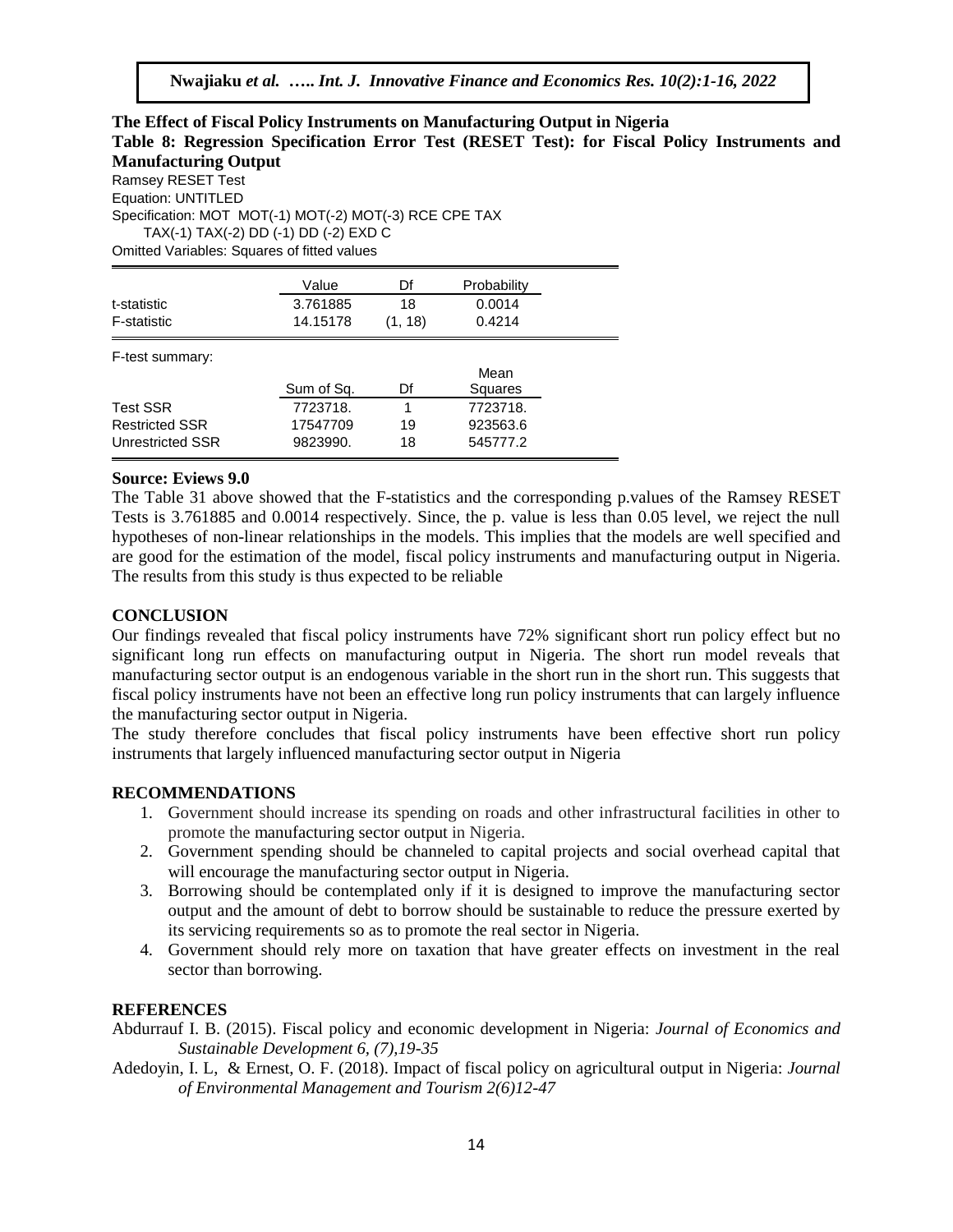## The Effect of Fiscal Policy Instruments on Manufacturing Output in Nigeria

**Table 8: Regression Specification Error Test (RESET Test): for Fiscal Policy Instruments and Manufacturing Output**

Ramsey RESET Test
Equation: UNTITLED
Specification: MOT MOT(-1) MOT(-2) MOT(-3) RCE CPE TAX TAX(-1) TAX(-2) DD (-1) DD (-2) EXD C
Omitted Variables: Squares of fitted values

| | Value | Df | Probability |
|---|---|---|---|
| t-statistic | 3.761885 | 18 | 0.0014 |
| F-statistic | 14.15178 | (1, 18) | 0.4214 |

F-test summary:

| | Sum of Sq. | Df | Mean Squares |
|---|---|---|---|
| Test SSR | 7723718. | 1 | 7723718. |
| Restricted SSR | 17547709 | 19 | 923563.6 |
| Unrestricted SSR | 9823990. | 18 | 545777.2 |

**Source: Eviews 9.0**

The Table 31 above showed that the F-statistics and the corresponding p.values of the Ramsey RESET Tests is 3.761885 and 0.0014 respectively. Since, the p. value is less than 0.05 level, we reject the null hypotheses of non-linear relationships in the models. This implies that the models are well specified and are good for the estimation of the model, fiscal policy instruments and manufacturing output in Nigeria. The results from this study is thus expected to be reliable

## CONCLUSION

Our findings revealed that fiscal policy instruments have 72% significant short run policy effect but no significant long run effects on manufacturing output in Nigeria. The short run model reveals that manufacturing sector output is an endogenous variable in the short run in the short run. This suggests that fiscal policy instruments have not been an effective long run policy instruments that can largely influence the manufacturing sector output in Nigeria.

The study therefore concludes that fiscal policy instruments have been effective short run policy instruments that largely influenced manufacturing sector output in Nigeria

## RECOMMENDATIONS

1. Government should increase its spending on roads and other infrastructural facilities in other to promote the manufacturing sector output in Nigeria.
2. Government spending should be channeled to capital projects and social overhead capital that will encourage the manufacturing sector output in Nigeria.
3. Borrowing should be contemplated only if it is designed to improve the manufacturing sector output and the amount of debt to borrow should be sustainable to reduce the pressure exerted by its servicing requirements so as to promote the real sector in Nigeria.
4. Government should rely more on taxation that have greater effects on investment in the real sector than borrowing.

## REFERENCES

Abdurrauf I. B. (2015). Fiscal policy and economic development in Nigeria: *Journal of Economics and Sustainable Development 6, (7),19-35*

Adedoyin, I. L, & Ernest, O. F. (2018). Impact of fiscal policy on agricultural output in Nigeria: *Journal of Environmental Management and Tourism 2(6)12-47*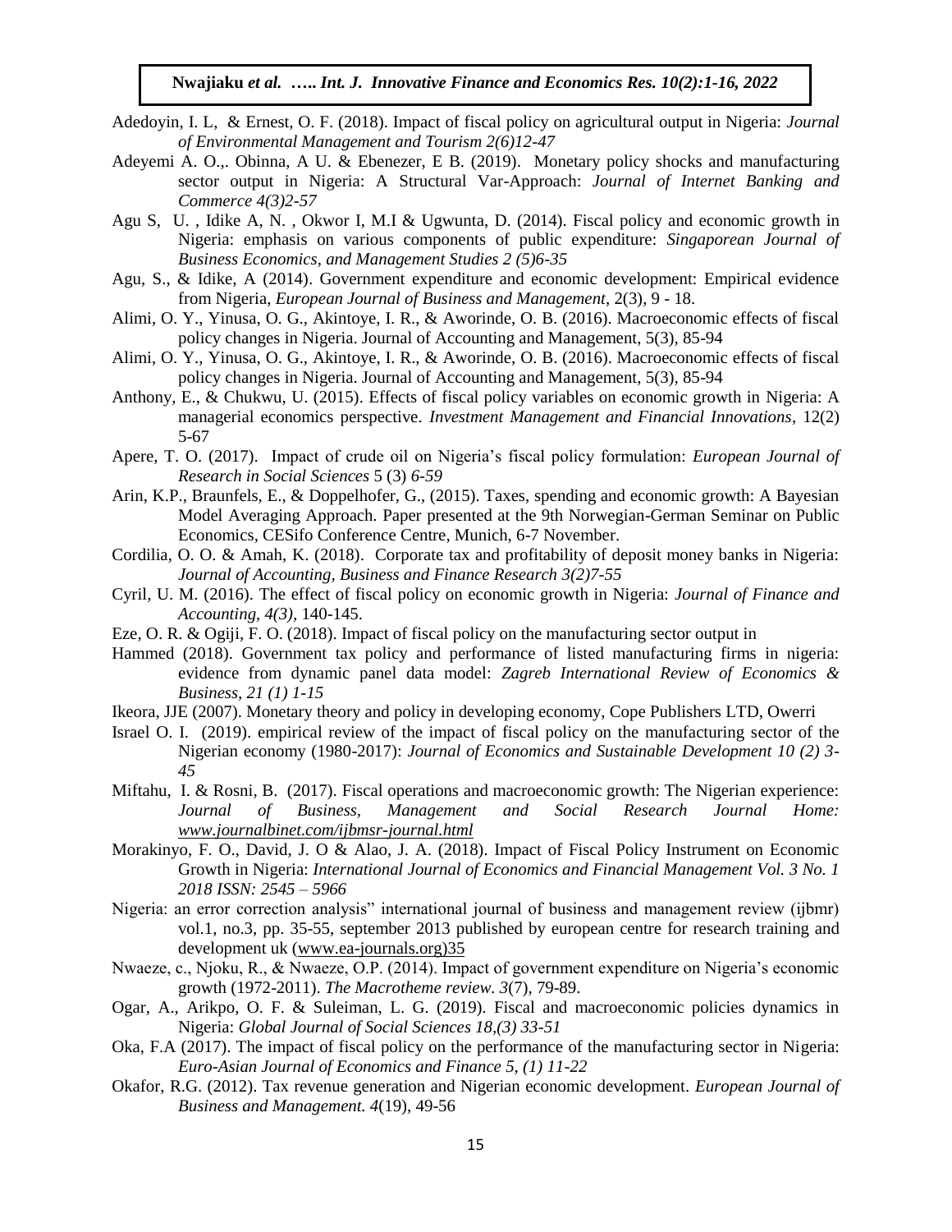Adedoyin, I. L, & Ernest, O. F. (2018). Impact of fiscal policy on agricultural output in Nigeria: *Journal of Environmental Management and Tourism 2(6)12-47*

Adeyemi A. O.,. Obinna, A U. & Ebenezer, E B. (2019). Monetary policy shocks and manufacturing sector output in Nigeria: A Structural Var-Approach: *Journal of Internet Banking and Commerce 4(3)2-57*

Agu S, U. , Idike A, N. , Okwor I, M.I & Ugwunta, D. (2014). Fiscal policy and economic growth in Nigeria: emphasis on various components of public expenditure: *Singaporean Journal of Business Economics, and Management Studies 2 (5)6-35*

Agu, S., & Idike, A (2014). Government expenditure and economic development: Empirical evidence from Nigeria, *European Journal of Business and Management*, 2(3), 9 - 18.

Alimi, O. Y., Yinusa, O. G., Akintoye, I. R., & Aworinde, O. B. (2016). Macroeconomic effects of fiscal policy changes in Nigeria. Journal of Accounting and Management, 5(3), 85-94

Alimi, O. Y., Yinusa, O. G., Akintoye, I. R., & Aworinde, O. B. (2016). Macroeconomic effects of fiscal policy changes in Nigeria. Journal of Accounting and Management, 5(3), 85-94

Anthony, E., & Chukwu, U. (2015). Effects of fiscal policy variables on economic growth in Nigeria: A managerial economics perspective. *Investment Management and Financial Innovations*, 12(2) 5-67

Apere, T. O. (2017). Impact of crude oil on Nigeria's fiscal policy formulation: *European Journal of Research in Social Sciences* 5 (3) *6-59*

Arin, K.P., Braunfels, E., & Doppelhofer, G., (2015). Taxes, spending and economic growth: A Bayesian Model Averaging Approach. Paper presented at the 9th Norwegian-German Seminar on Public Economics, CESifo Conference Centre, Munich, 6-7 November.

Cordilia, O. O. & Amah, K. (2018). Corporate tax and profitability of deposit money banks in Nigeria: *Journal of Accounting, Business and Finance Research 3(2)7-55*

Cyril, U. M. (2016). The effect of fiscal policy on economic growth in Nigeria: *Journal of Finance and Accounting, 4(3)*, 140-145.

Eze, O. R. & Ogiji, F. O. (2018). Impact of fiscal policy on the manufacturing sector output in

Hammed (2018). Government tax policy and performance of listed manufacturing firms in nigeria: evidence from dynamic panel data model: *Zagreb International Review of Economics & Business, 21 (1) 1-15*

Ikeora, JJE (2007). Monetary theory and policy in developing economy, Cope Publishers LTD, Owerri

Israel O. I. (2019). empirical review of the impact of fiscal policy on the manufacturing sector of the Nigerian economy (1980-2017): *Journal of Economics and Sustainable Development 10 (2) 3-45*

Miftahu, I. & Rosni, B. (2017). Fiscal operations and macroeconomic growth: The Nigerian experience: *Journal of Business, Management and Social Research Journal Home: www.journalbinet.com/ijbmsr-journal.html*

Morakinyo, F. O., David, J. O & Alao, J. A. (2018). Impact of Fiscal Policy Instrument on Economic Growth in Nigeria: *International Journal of Economics and Financial Management Vol. 3 No. 1 2018 ISSN: 2545 – 5966*

Nigeria: an error correction analysis" international journal of business and management review (ijbmr) vol.1, no.3, pp. 35-55, september 2013 published by european centre for research training and development uk (www.ea-journals.org)35

Nwaeze, c., Njoku, R., & Nwaeze, O.P. (2014). Impact of government expenditure on Nigeria's economic growth (1972-2011). *The Macrotheme review. 3*(7), 79-89.

Ogar, A., Arikpo, O. F. & Suleiman, L. G. (2019). Fiscal and macroeconomic policies dynamics in Nigeria: *Global Journal of Social Sciences 18,(3) 33-51*

Oka, F.A (2017). The impact of fiscal policy on the performance of the manufacturing sector in Nigeria: *Euro-Asian Journal of Economics and Finance 5, (1) 11-22*

Okafor, R.G. (2012). Tax revenue generation and Nigerian economic development. *European Journal of Business and Management. 4*(19), 49-56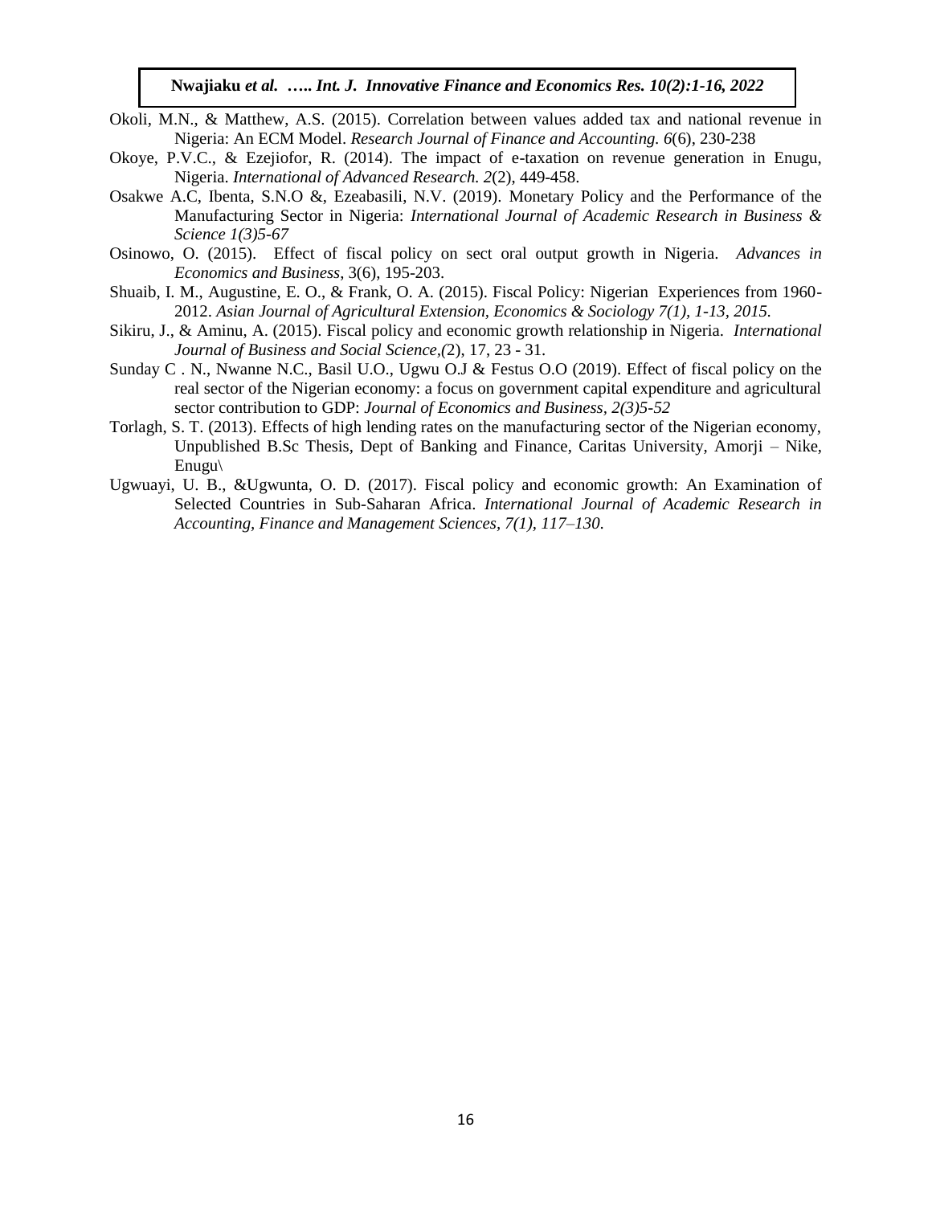Okoli, M.N., & Matthew, A.S. (2015). Correlation between values added tax and national revenue in Nigeria: An ECM Model. *Research Journal of Finance and Accounting. 6*(6), 230-238

Okoye, P.V.C., & Ezejiofor, R. (2014). The impact of e-taxation on revenue generation in Enugu, Nigeria. *International of Advanced Research. 2*(2), 449-458.

Osakwe A.C, Ibenta, S.N.O &, Ezeabasili, N.V. (2019). Monetary Policy and the Performance of the Manufacturing Sector in Nigeria: *International Journal of Academic Research in Business & Science 1(3)5-67*

Osinowo, O. (2015). Effect of fiscal policy on sect oral output growth in Nigeria. *Advances in Economics and Business*, 3(6), 195-203.

Shuaib, I. M., Augustine, E. O., & Frank, O. A. (2015). Fiscal Policy: Nigerian Experiences from 1960-2012. *Asian Journal of Agricultural Extension, Economics & Sociology 7(1), 1-13, 2015.*

Sikiru, J., & Aminu, A. (2015). Fiscal policy and economic growth relationship in Nigeria. *International Journal of Business and Social Science,(*2), 17, 23 - 31.

Sunday C . N., Nwanne N.C., Basil U.O., Ugwu O.J & Festus O.O (2019). Effect of fiscal policy on the real sector of the Nigerian economy: a focus on government capital expenditure and agricultural sector contribution to GDP: *Journal of Economics and Business, 2(3)5-52*

Torlagh, S. T. (2013). Effects of high lending rates on the manufacturing sector of the Nigerian economy, Unpublished B.Sc Thesis, Dept of Banking and Finance, Caritas University, Amorji – Nike, Enugu\

Ugwuayi, U. B., &Ugwunta, O. D. (2017). Fiscal policy and economic growth: An Examination of Selected Countries in Sub-Saharan Africa. *International Journal of Academic Research in Accounting, Finance and Management Sciences, 7(1), 117–130.*